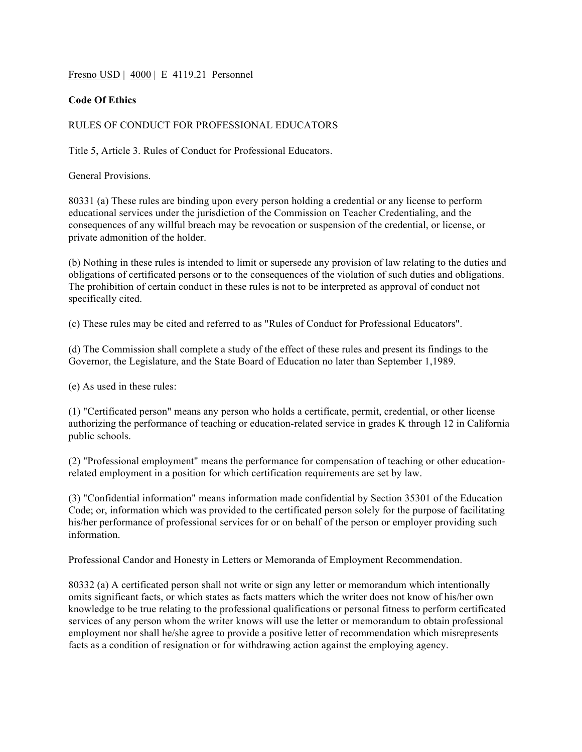Fresno USD | 4000 | E 4119.21 Personnel

**Code Of Ethics**

RULES OF CONDUCT FOR PROFESSIONAL EDUCATORS

Title 5, Article 3. Rules of Conduct for Professional Educators.

General Provisions.

80331 (a) These rules are binding upon every person holding a credential or any license to perform educational services under the jurisdiction of the Commission on Teacher Credentialing, and the consequences of any willful breach may be revocation or suspension of the credential, or license, or private admonition of the holder.

(b) Nothing in these rules is intended to limit or supersede any provision of law relating to the duties and obligations of certificated persons or to the consequences of the violation of such duties and obligations. The prohibition of certain conduct in these rules is not to be interpreted as approval of conduct not specifically cited.

(c) These rules may be cited and referred to as "Rules of Conduct for Professional Educators".

(d) The Commission shall complete a study of the effect of these rules and present its findings to the Governor, the Legislature, and the State Board of Education no later than September 1,1989.

(e) As used in these rules:

(1) "Certificated person" means any person who holds a certificate, permit, credential, or other license authorizing the performance of teaching or education-related service in grades K through 12 in California public schools.

(2) "Professional employment" means the performance for compensation of teaching or other education-related employment in a position for which certification requirements are set by law.

(3) "Confidential information" means information made confidential by Section 35301 of the Education Code; or, information which was provided to the certificated person solely for the purpose of facilitating his/her performance of professional services for or on behalf of the person or employer providing such information.

Professional Candor and Honesty in Letters or Memoranda of Employment Recommendation.

80332 (a) A certificated person shall not write or sign any letter or memorandum which intentionally omits significant facts, or which states as facts matters which the writer does not know of his/her own knowledge to be true relating to the professional qualifications or personal fitness to perform certificated services of any person whom the writer knows will use the letter or memorandum to obtain professional employment nor shall he/she agree to provide a positive letter of recommendation which misrepresents facts as a condition of resignation or for withdrawing action against the employing agency.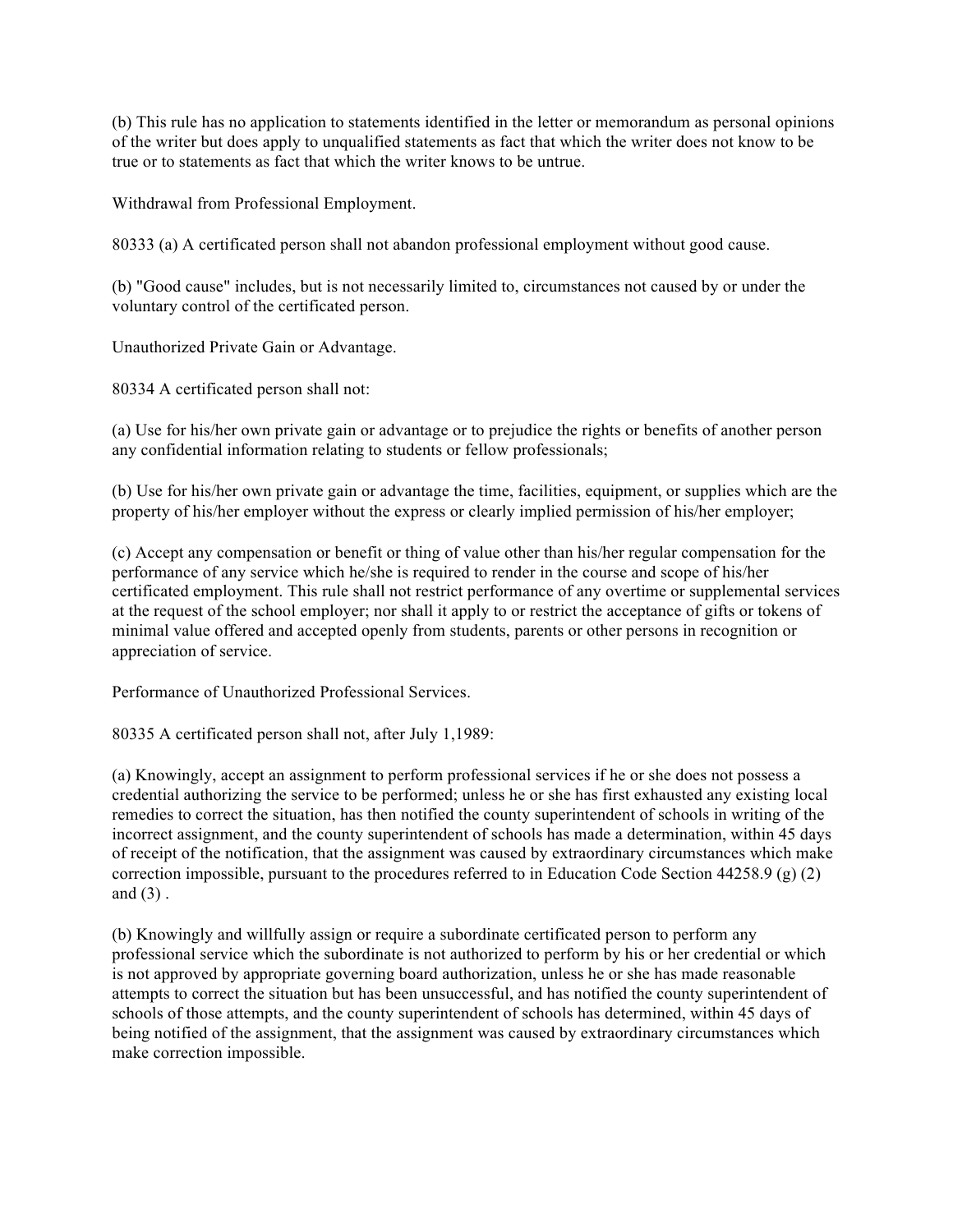(b) This rule has no application to statements identified in the letter or memorandum as personal opinions of the writer but does apply to unqualified statements as fact that which the writer does not know to be true or to statements as fact that which the writer knows to be untrue.

Withdrawal from Professional Employment.

80333 (a) A certificated person shall not abandon professional employment without good cause.

(b) "Good cause" includes, but is not necessarily limited to, circumstances not caused by or under the voluntary control of the certificated person.

Unauthorized Private Gain or Advantage.

80334 A certificated person shall not:

(a) Use for his/her own private gain or advantage or to prejudice the rights or benefits of another person any confidential information relating to students or fellow professionals;

(b) Use for his/her own private gain or advantage the time, facilities, equipment, or supplies which are the property of his/her employer without the express or clearly implied permission of his/her employer;

(c) Accept any compensation or benefit or thing of value other than his/her regular compensation for the performance of any service which he/she is required to render in the course and scope of his/her certificated employment. This rule shall not restrict performance of any overtime or supplemental services at the request of the school employer; nor shall it apply to or restrict the acceptance of gifts or tokens of minimal value offered and accepted openly from students, parents or other persons in recognition or appreciation of service.

Performance of Unauthorized Professional Services.

80335 A certificated person shall not, after July 1,1989:

(a) Knowingly, accept an assignment to perform professional services if he or she does not possess a credential authorizing the service to be performed; unless he or she has first exhausted any existing local remedies to correct the situation, has then notified the county superintendent of schools in writing of the incorrect assignment, and the county superintendent of schools has made a determination, within 45 days of receipt of the notification, that the assignment was caused by extraordinary circumstances which make correction impossible, pursuant to the procedures referred to in Education Code Section 44258.9 (g) (2) and (3) .

(b) Knowingly and willfully assign or require a subordinate certificated person to perform any professional service which the subordinate is not authorized to perform by his or her credential or which is not approved by appropriate governing board authorization, unless he or she has made reasonable attempts to correct the situation but has been unsuccessful, and has notified the county superintendent of schools of those attempts, and the county superintendent of schools has determined, within 45 days of being notified of the assignment, that the assignment was caused by extraordinary circumstances which make correction impossible.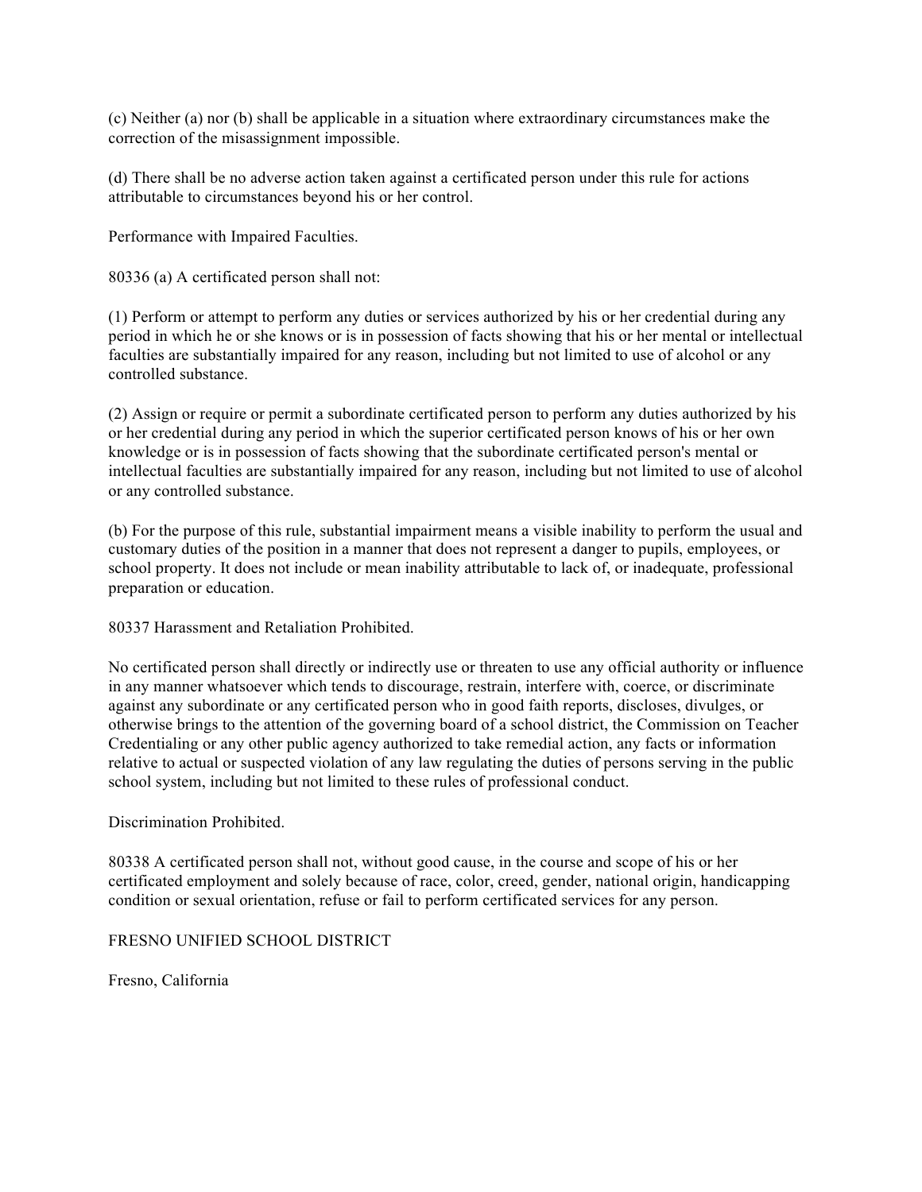(c) Neither (a) nor (b) shall be applicable in a situation where extraordinary circumstances make the correction of the misassignment impossible.

(d) There shall be no adverse action taken against a certificated person under this rule for actions attributable to circumstances beyond his or her control.

Performance with Impaired Faculties.

80336 (a) A certificated person shall not:

(1) Perform or attempt to perform any duties or services authorized by his or her credential during any period in which he or she knows or is in possession of facts showing that his or her mental or intellectual faculties are substantially impaired for any reason, including but not limited to use of alcohol or any controlled substance.

(2) Assign or require or permit a subordinate certificated person to perform any duties authorized by his or her credential during any period in which the superior certificated person knows of his or her own knowledge or is in possession of facts showing that the subordinate certificated person's mental or intellectual faculties are substantially impaired for any reason, including but not limited to use of alcohol or any controlled substance.

(b) For the purpose of this rule, substantial impairment means a visible inability to perform the usual and customary duties of the position in a manner that does not represent a danger to pupils, employees, or school property. It does not include or mean inability attributable to lack of, or inadequate, professional preparation or education.

80337 Harassment and Retaliation Prohibited.

No certificated person shall directly or indirectly use or threaten to use any official authority or influence in any manner whatsoever which tends to discourage, restrain, interfere with, coerce, or discriminate against any subordinate or any certificated person who in good faith reports, discloses, divulges, or otherwise brings to the attention of the governing board of a school district, the Commission on Teacher Credentialing or any other public agency authorized to take remedial action, any facts or information relative to actual or suspected violation of any law regulating the duties of persons serving in the public school system, including but not limited to these rules of professional conduct.

Discrimination Prohibited.

80338 A certificated person shall not, without good cause, in the course and scope of his or her certificated employment and solely because of race, color, creed, gender, national origin, handicapping condition or sexual orientation, refuse or fail to perform certificated services for any person.

FRESNO UNIFIED SCHOOL DISTRICT

Fresno, California